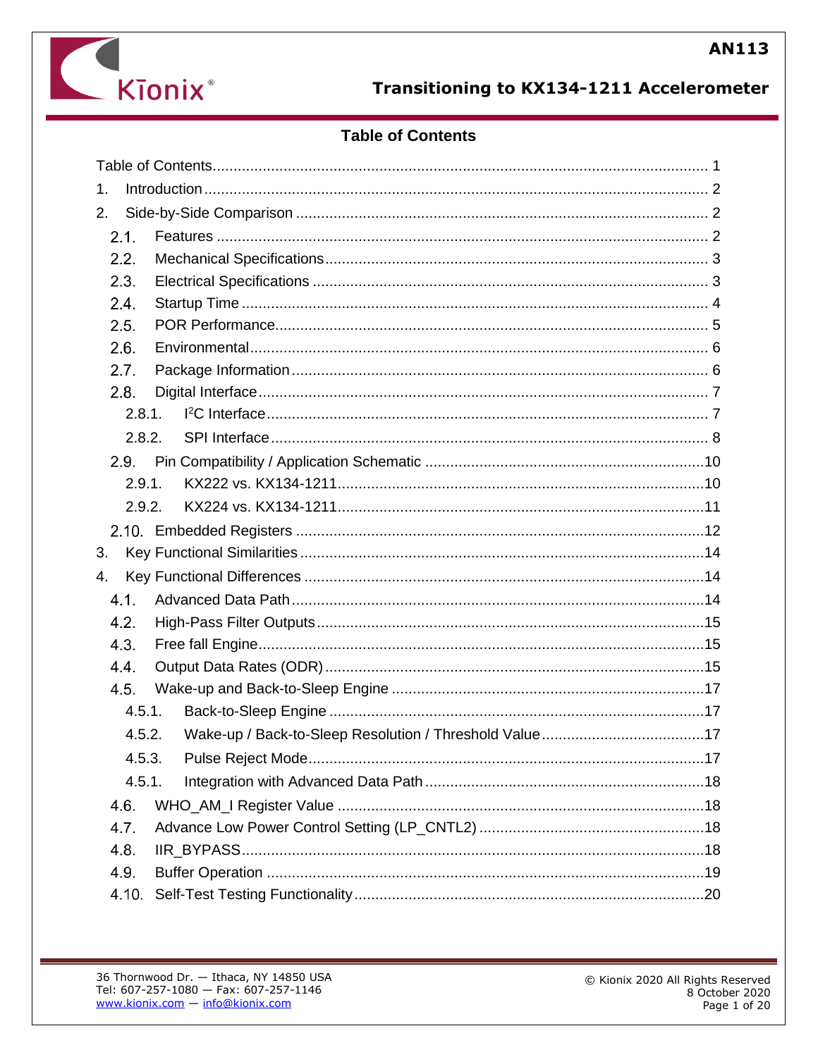# Table of Contents

Table of Contents ..... 1
1. Introduction ..... 2
2. Side-by-Side Comparison ..... 2
  2.1. Features ..... 2
  2.2. Mechanical Specifications ..... 3
  2.3. Electrical Specifications ..... 3
  2.4. Startup Time ..... 4
  2.5. POR Performance ..... 5
  2.6. Environmental ..... 6
  2.7. Package Information ..... 6
  2.8. Digital Interface ..... 7
    2.8.1. I$^2$C Interface ..... 7
    2.8.2. SPI Interface ..... 8
  2.9. Pin Compatibility / Application Schematic ..... 10
    2.9.1. KX222 vs. KX134-1211 ..... 10
    2.9.2. KX224 vs. KX134-1211 ..... 11
  2.10. Embedded Registers ..... 12
3. Key Functional Similarities ..... 14
4. Key Functional Differences ..... 14
  4.1. Advanced Data Path ..... 14
  4.2. High-Pass Filter Outputs ..... 15
  4.3. Free fall Engine ..... 15
  4.4. Output Data Rates (ODR) ..... 15
  4.5. Wake-up and Back-to-Sleep Engine ..... 17
    4.5.1. Back-to-Sleep Engine ..... 17
    4.5.2. Wake-up / Back-to-Sleep Resolution / Threshold Value ..... 17
    4.5.3. Pulse Reject Mode ..... 17
    4.5.1. Integration with Advanced Data Path ..... 18
  4.6. WHO_AM_I Register Value ..... 18
  4.7. Advance Low Power Control Setting (LP_CNTL2) ..... 18
  4.8. IIR_BYPASS ..... 18
  4.9. Buffer Operation ..... 19
  4.10. Self-Test Testing Functionality ..... 20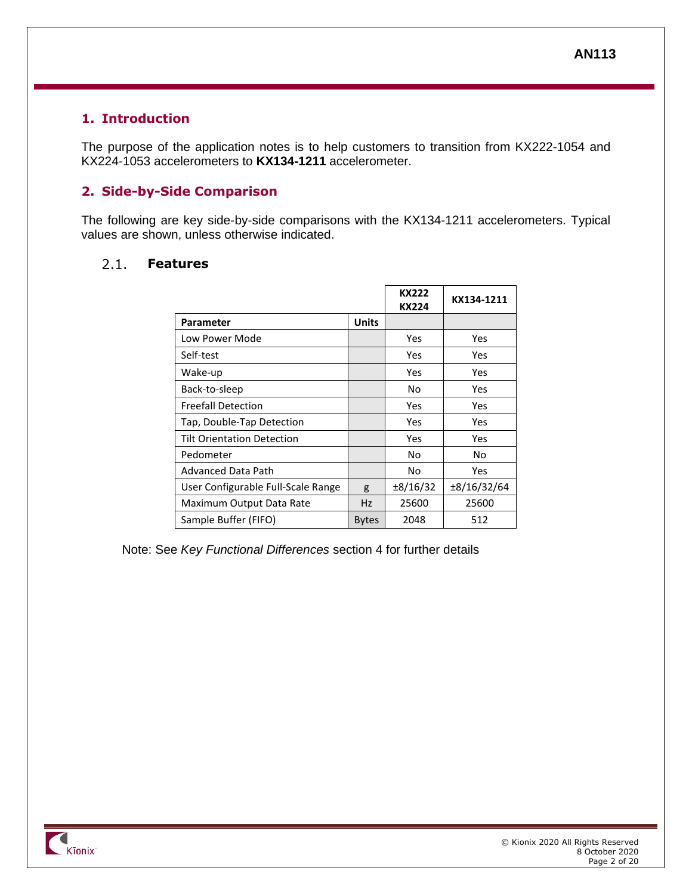## 1. Introduction

The purpose of the application notes is to help customers to transition from KX222-1054 and KX224-1053 accelerometers to **KX134-1211** accelerometer.

## 2. Side-by-Side Comparison

The following are key side-by-side comparisons with the KX134-1211 accelerometers. Typical values are shown, unless otherwise indicated.

### 2.1. Features

| Parameter | Units | KX222 KX224 | KX134-1211 |
|---|---|---|---|
| Low Power Mode | | Yes | Yes |
| Self-test | | Yes | Yes |
| Wake-up | | Yes | Yes |
| Back-to-sleep | | No | Yes |
| Freefall Detection | | Yes | Yes |
| Tap, Double-Tap Detection | | Yes | Yes |
| Tilt Orientation Detection | | Yes | Yes |
| Pedometer | | No | No |
| Advanced Data Path | | No | Yes |
| User Configurable Full-Scale Range | g | ±8/16/32 | ±8/16/32/64 |
| Maximum Output Data Rate | Hz | 25600 | 25600 |
| Sample Buffer (FIFO) | Bytes | 2048 | 512 |

Note: See *Key Functional Differences* section 4 for further details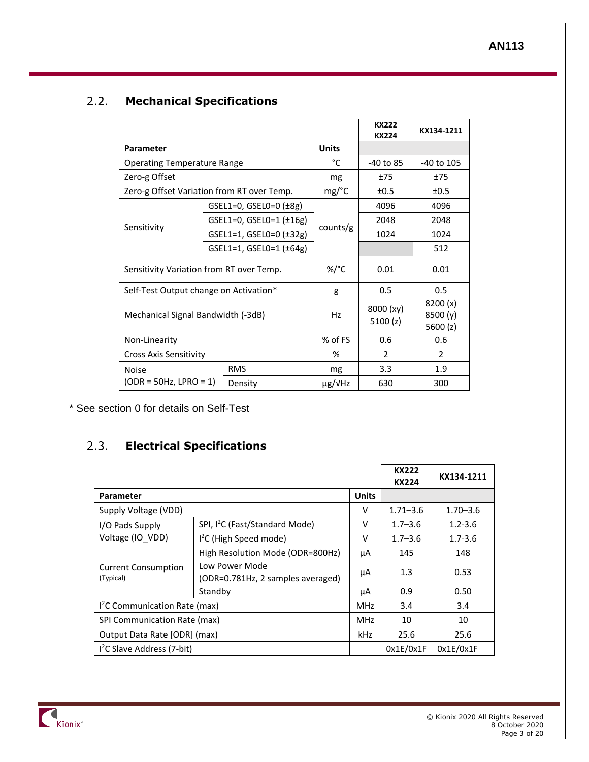## 2.2. Mechanical Specifications

| Parameter | | Units | KX222 KX224 | KX134-1211 |
|---|---|---|---|---|
| Operating Temperature Range | | °C | -40 to 85 | -40 to 105 |
| Zero-g Offset | | mg | ±75 | ±75 |
| Zero-g Offset Variation from RT over Temp. | | mg/°C | ±0.5 | ±0.5 |
| Sensitivity | GSEL1=0, GSEL0=0 (±8g) | counts/g | 4096 | 4096 |
| | GSEL1=0, GSEL0=1 (±16g) | | 2048 | 2048 |
| | GSEL1=1, GSEL0=0 (±32g) | | 1024 | 1024 |
| | GSEL1=1, GSEL0=1 (±64g) | | | 512 |
| Sensitivity Variation from RT over Temp. | | %/°C | 0.01 | 0.01 |
| Self-Test Output change on Activation* | | g | 0.5 | 0.5 |
| Mechanical Signal Bandwidth (-3dB) | | Hz | 8000 (xy) 5100 (z) | 8200 (x) 8500 (y) 5600 (z) |
| Non-Linearity | | % of FS | 0.6 | 0.6 |
| Cross Axis Sensitivity | | % | 2 | 2 |
| Noise (ODR = 50Hz, LPRO = 1) | RMS | mg | 3.3 | 1.9 |
| | Density | µg/√Hz | 630 | 300 |

* See section 0 for details on Self-Test

## 2.3. Electrical Specifications

| Parameter | | Units | KX222 KX224 | KX134-1211 |
|---|---|---|---|---|
| Supply Voltage (VDD) | | V | 1.71–3.6 | 1.70–3.6 |
| I/O Pads Supply Voltage (IO_VDD) | SPI, I²C (Fast/Standard Mode) | V | 1.7–3.6 | 1.2-3.6 |
| | I²C (High Speed mode) | V | 1.7–3.6 | 1.7-3.6 |
| Current Consumption (Typical) | High Resolution Mode (ODR=800Hz) | µA | 145 | 148 |
| | Low Power Mode (ODR=0.781Hz, 2 samples averaged) | µA | 1.3 | 0.53 |
| | Standby | µA | 0.9 | 0.50 |
| I²C Communication Rate (max) | | MHz | 3.4 | 3.4 |
| SPI Communication Rate (max) | | MHz | 10 | 10 |
| Output Data Rate [ODR] (max) | | kHz | 25.6 | 25.6 |
| I²C Slave Address (7-bit) | | | 0x1E/0x1F | 0x1E/0x1F |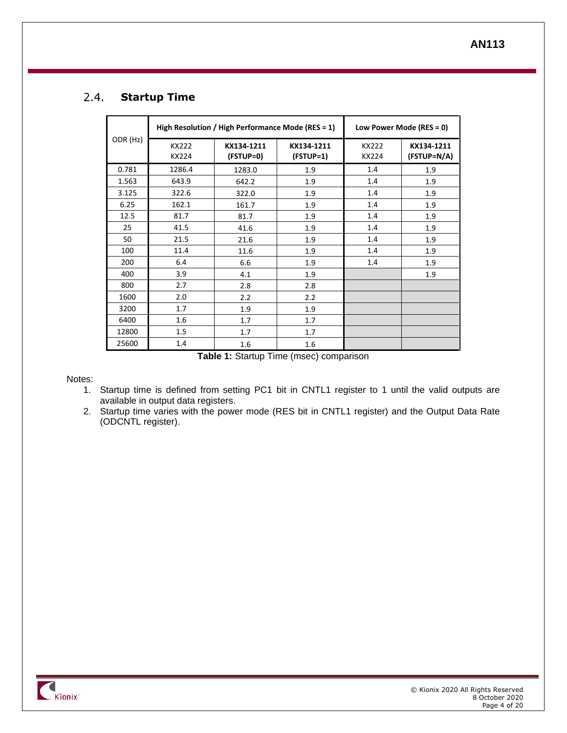## 2.4. Startup Time

| ODR (Hz) | High Resolution / High Performance Mode (RES = 1) | | | Low Power Mode (RES = 0) | |
|---|---|---|---|---|---|
| | KX222 KX224 | **KX134-1211 (FSTUP=0)** | **KX134-1211 (FSTUP=1)** | KX222 KX224 | **KX134-1211 (FSTUP=N/A)** |
| 0.781 | 1286.4 | 1283.0 | 1.9 | 1.4 | 1.9 |
| 1.563 | 643.9 | 642.2 | 1.9 | 1.4 | 1.9 |
| 3.125 | 322.6 | 322.0 | 1.9 | 1.4 | 1.9 |
| 6.25 | 162.1 | 161.7 | 1.9 | 1.4 | 1.9 |
| 12.5 | 81.7 | 81.7 | 1.9 | 1.4 | 1.9 |
| 25 | 41.5 | 41.6 | 1.9 | 1.4 | 1.9 |
| 50 | 21.5 | 21.6 | 1.9 | 1.4 | 1.9 |
| 100 | 11.4 | 11.6 | 1.9 | 1.4 | 1.9 |
| 200 | 6.4 | 6.6 | 1.9 | 1.4 | 1.9 |
| 400 | 3.9 | 4.1 | 1.9 | | 1.9 |
| 800 | 2.7 | 2.8 | 2.8 | | |
| 1600 | 2.0 | 2.2 | 2.2 | | |
| 3200 | 1.7 | 1.9 | 1.9 | | |
| 6400 | 1.6 | 1.7 | 1.7 | | |
| 12800 | 1.5 | 1.7 | 1.7 | | |
| 25600 | 1.4 | 1.6 | 1.6 | | |

**Table 1:** Startup Time (msec) comparison

Notes:

1. Startup time is defined from setting PC1 bit in CNTL1 register to 1 until the valid outputs are available in output data registers.
2. Startup time varies with the power mode (RES bit in CNTL1 register) and the Output Data Rate (ODCNTL register).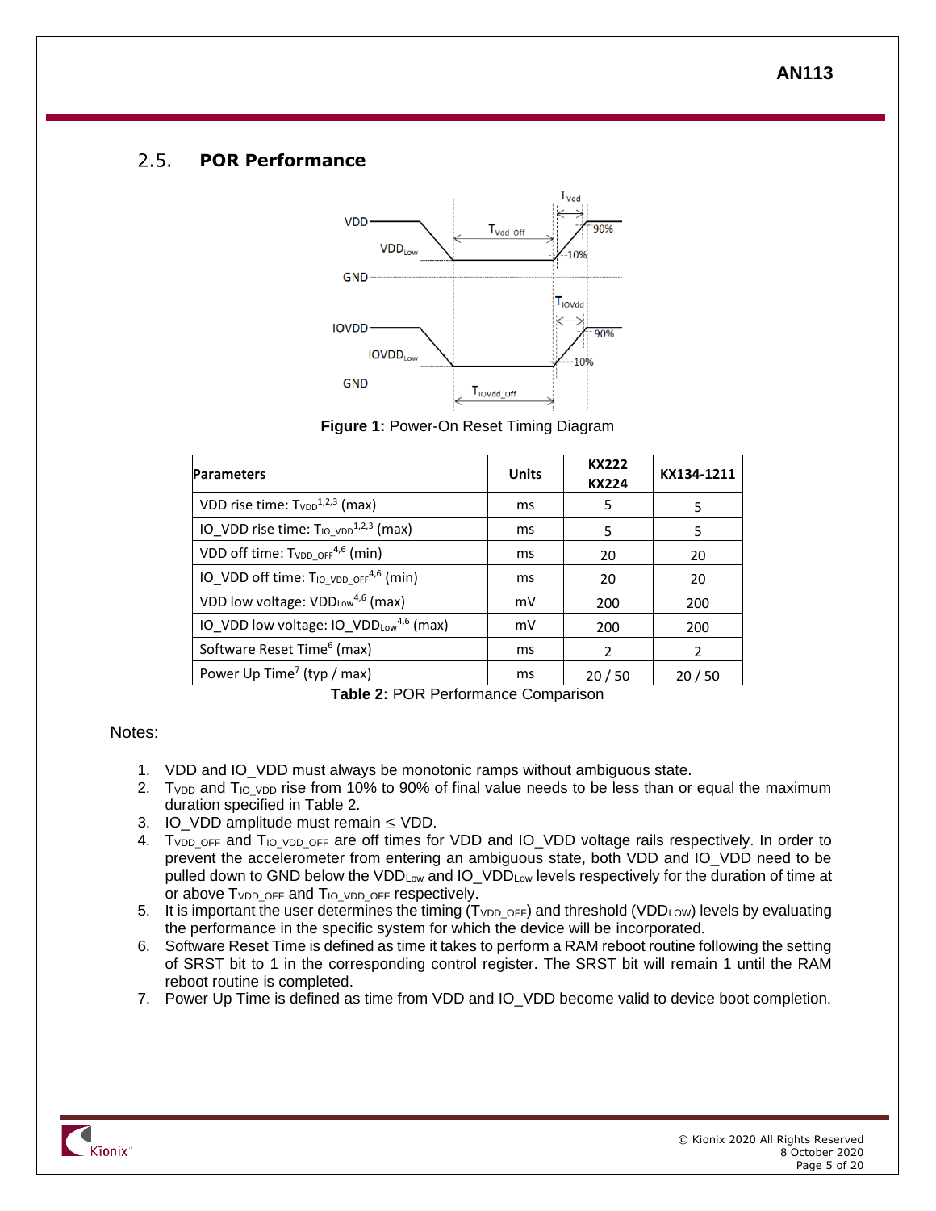## 2.5. POR Performance

Figure 1: Power-On Reset Timing Diagram

| Parameters | Units | KX222 KX224 | KX134-1211 |
|---|---|---|---|
| VDD rise time: $T_{VDD}$[1,2,3] (max) | ms | 5 | 5 |
| IO_VDD rise time: $T_{IO\_VDD}$[1,2,3] (max) | ms | 5 | 5 |
| VDD off time: $T_{VDD\_OFF}$[4,6] (min) | ms | 20 | 20 |
| IO_VDD off time: $T_{IO\_VDD\_OFF}$[4,6] (min) | ms | 20 | 20 |
| VDD low voltage: $VDD_{Low}$[4,6] (max) | mV | 200 | 200 |
| IO_VDD low voltage: $IO\_VDD_{Low}$[4,6] (max) | mV | 200 | 200 |
| Software Reset Time[6] (max) | ms | 2 | 2 |
| Power Up Time[7] (typ / max) | ms | 20 / 50 | 20 / 50 |

**Table 2:** POR Performance Comparison

Notes:

1. VDD and IO_VDD must always be monotonic ramps without ambiguous state.
2. $T_{VDD}$ and $T_{IO\_VDD}$ rise from 10% to 90% of final value needs to be less than or equal the maximum duration specified in Table 2.
3. IO_VDD amplitude must remain ≤ VDD.
4. $T_{VDD\_OFF}$ and $T_{IO\_VDD\_OFF}$ are off times for VDD and IO_VDD voltage rails respectively. In order to prevent the accelerometer from entering an ambiguous state, both VDD and IO_VDD need to be pulled down to GND below the $VDD_{Low}$ and $IO\_VDD_{Low}$ levels respectively for the duration of time at or above $T_{VDD\_OFF}$ and $T_{IO\_VDD\_OFF}$ respectively.
5. It is important the user determines the timing ($T_{VDD\_OFF}$) and threshold ($VDD_{LOW}$) levels by evaluating the performance in the specific system for which the device will be incorporated.
6. Software Reset Time is defined as time it takes to perform a RAM reboot routine following the setting of SRST bit to 1 in the corresponding control register. The SRST bit will remain 1 until the RAM reboot routine is completed.
7. Power Up Time is defined as time from VDD and IO_VDD become valid to device boot completion.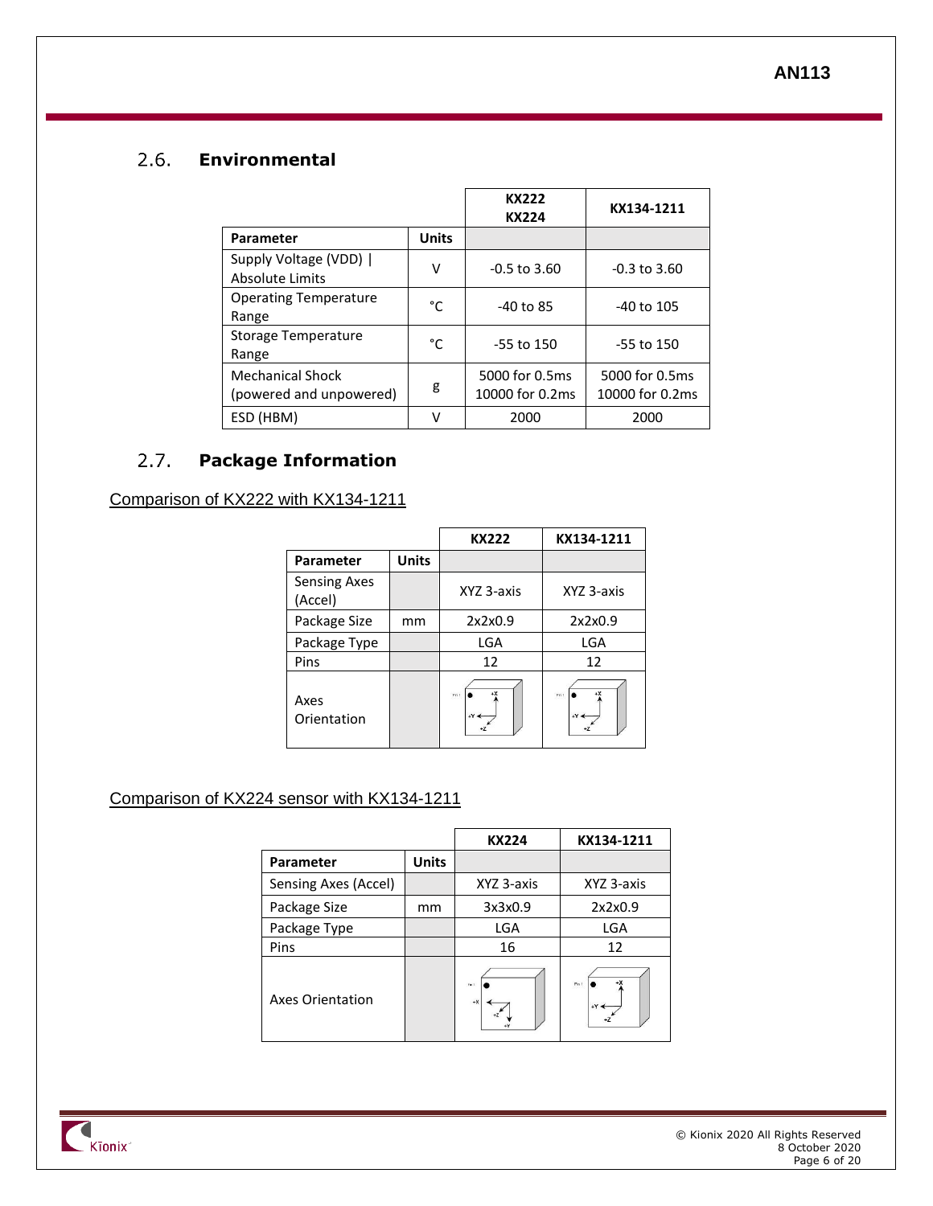## 2.6. Environmental

| Parameter | Units | KX222 KX224 | KX134-1211 |
|---|---|---|---|
| Supply Voltage (VDD) \| Absolute Limits | V | -0.5 to 3.60 | -0.3 to 3.60 |
| Operating Temperature Range | °C | -40 to 85 | -40 to 105 |
| Storage Temperature Range | °C | -55 to 150 | -55 to 150 |
| Mechanical Shock (powered and unpowered) | g | 5000 for 0.5ms 10000 for 0.2ms | 5000 for 0.5ms 10000 for 0.2ms |
| ESD (HBM) | V | 2000 | 2000 |

## 2.7. Package Information

Comparison of KX222 with KX134-1211

| Parameter | Units | KX222 | KX134-1211 |
|---|---|---|---|
| Sensing Axes (Accel) | | XYZ 3-axis | XYZ 3-axis |
| Package Size | mm | 2x2x0.9 | 2x2x0.9 |
| Package Type | | LGA | LGA |
| Pins | | 12 | 12 |
| Axes Orientation | | | |

Comparison of KX224 sensor with KX134-1211

| Parameter | Units | KX224 | KX134-1211 |
|---|---|---|---|
| Sensing Axes (Accel) | | XYZ 3-axis | XYZ 3-axis |
| Package Size | mm | 3x3x0.9 | 2x2x0.9 |
| Package Type | | LGA | LGA |
| Pins | | 16 | 12 |
| Axes Orientation | | | |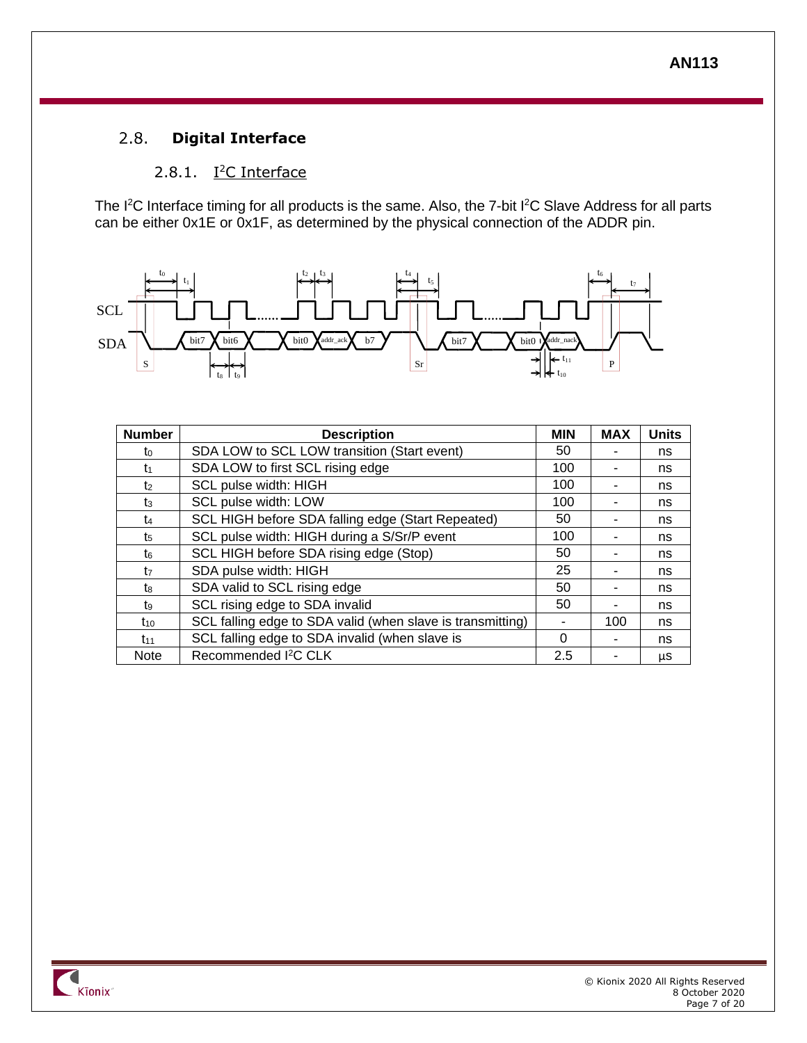## 2.8. Digital Interface

### 2.8.1. I²C Interface

The I²C Interface timing for all products is the same. Also, the 7-bit I²C Slave Address for all parts can be either 0x1E or 0x1F, as determined by the physical connection of the ADDR pin.

| Number | Description | MIN | MAX | Units |
|---|---|---|---|---|
| $t_0$ | SDA LOW to SCL LOW transition (Start event) | 50 | - | ns |
| $t_1$ | SDA LOW to first SCL rising edge | 100 | - | ns |
| $t_2$ | SCL pulse width: HIGH | 100 | - | ns |
| $t_3$ | SCL pulse width: LOW | 100 | - | ns |
| $t_4$ | SCL HIGH before SDA falling edge (Start Repeated) | 50 | - | ns |
| $t_5$ | SCL pulse width: HIGH during a S/Sr/P event | 100 | - | ns |
| $t_6$ | SCL HIGH before SDA rising edge (Stop) | 50 | - | ns |
| $t_7$ | SDA pulse width: HIGH | 25 | - | ns |
| $t_8$ | SDA valid to SCL rising edge | 50 | - | ns |
| $t_9$ | SCL rising edge to SDA invalid | 50 | - | ns |
| $t_{10}$ | SCL falling edge to SDA valid (when slave is transmitting) | - | 100 | ns |
| $t_{11}$ | SCL falling edge to SDA invalid (when slave is | 0 | - | ns |
| Note | Recommended I²C CLK | 2.5 | - | µs |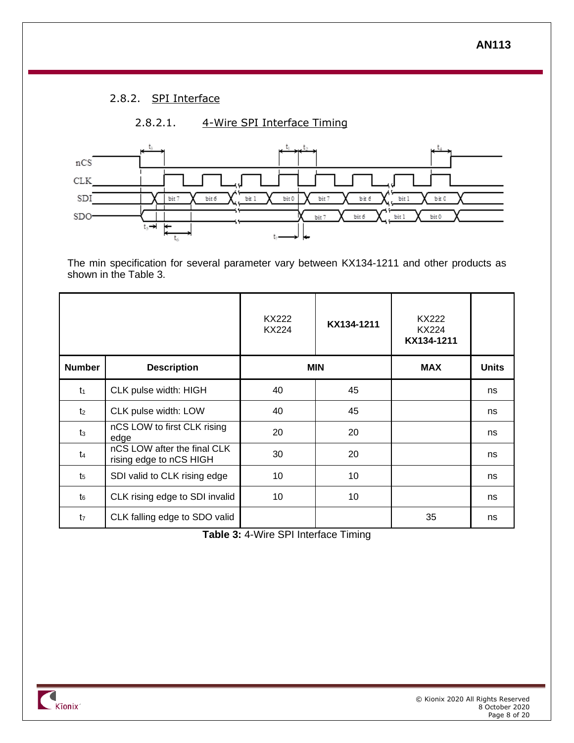## 2.8.2. SPI Interface

### 2.8.2.1. 4-Wire SPI Interface Timing

The min specification for several parameter vary between KX134-1211 and other products as shown in the Table 3.

| | | KX222 KX224 | KX134-1211 | KX222 KX224 KX134-1211 | |
|---|---|---|---|---|---|
| **Number** | **Description** | **MIN** | | **MAX** | **Units** |
| $t_1$ | CLK pulse width: HIGH | 40 | 45 | | ns |
| $t_2$ | CLK pulse width: LOW | 40 | 45 | | ns |
| $t_3$ | nCS LOW to first CLK rising edge | 20 | 20 | | ns |
| $t_4$ | nCS LOW after the final CLK rising edge to nCS HIGH | 30 | 20 | | ns |
| $t_5$ | SDI valid to CLK rising edge | 10 | 10 | | ns |
| $t_6$ | CLK rising edge to SDI invalid | 10 | 10 | | ns |
| $t_7$ | CLK falling edge to SDO valid | | | 35 | ns |

**Table 3:** 4-Wire SPI Interface Timing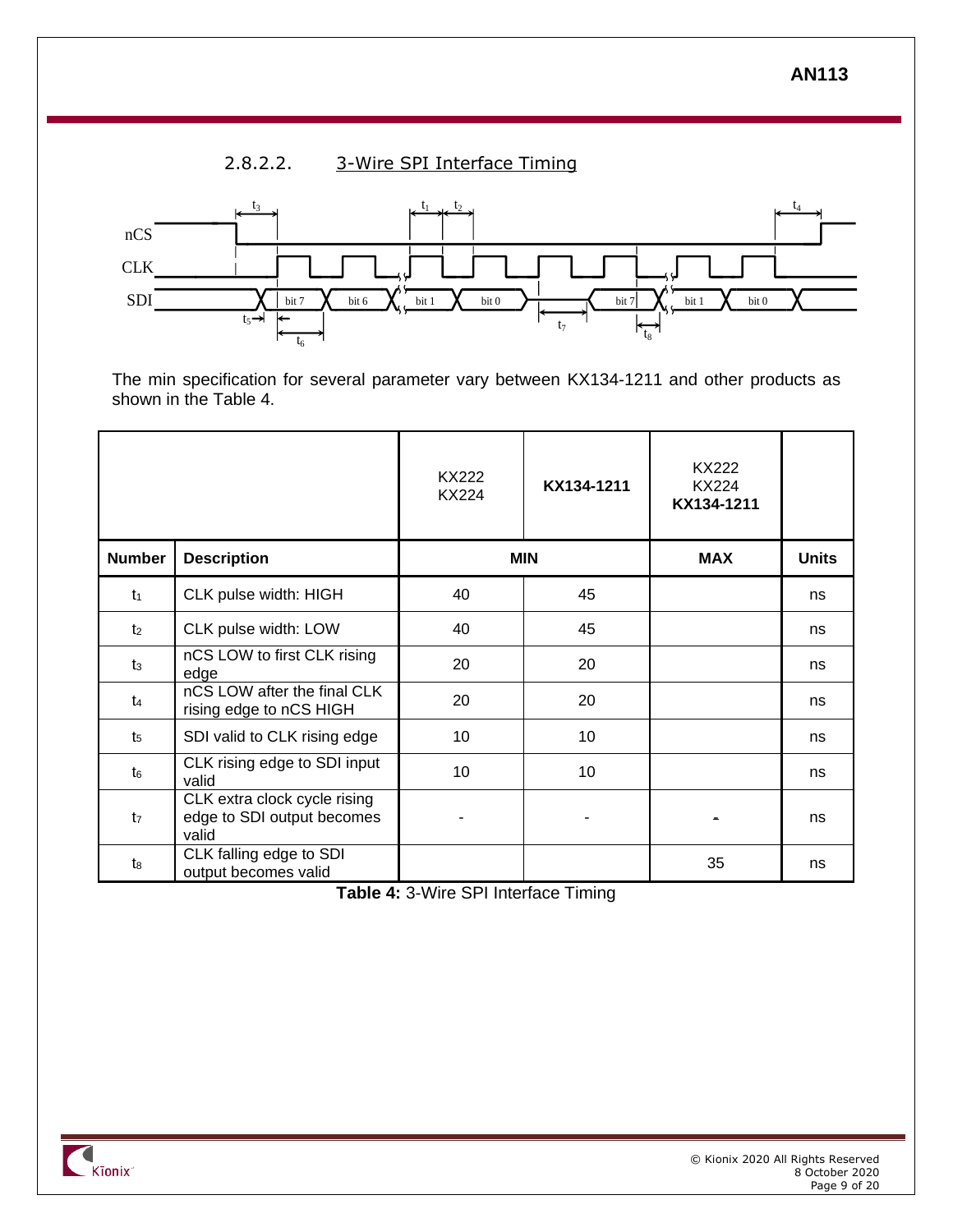#### 2.8.2.2. 3-Wire SPI Interface Timing

The min specification for several parameter vary between KX134-1211 and other products as shown in the Table 4.

| | | KX222 KX224 | KX134-1211 | KX222 KX224 KX134-1211 | |
|---|---|---|---|---|---|
| **Number** | **Description** | **MIN** | | **MAX** | **Units** |
| $t_1$ | CLK pulse width: HIGH | 40 | 45 | | ns |
| $t_2$ | CLK pulse width: LOW | 40 | 45 | | ns |
| $t_3$ | nCS LOW to first CLK rising edge | 20 | 20 | | ns |
| $t_4$ | nCS LOW after the final CLK rising edge to nCS HIGH | 20 | 20 | | ns |
| $t_5$ | SDI valid to CLK rising edge | 10 | 10 | | ns |
| $t_6$ | CLK rising edge to SDI input valid | 10 | 10 | | ns |
| $t_7$ | CLK extra clock cycle rising edge to SDI output becomes valid | - | - | - | ns |
| $t_8$ | CLK falling edge to SDI output becomes valid | | | 35 | ns |

**Table 4:** 3-Wire SPI Interface Timing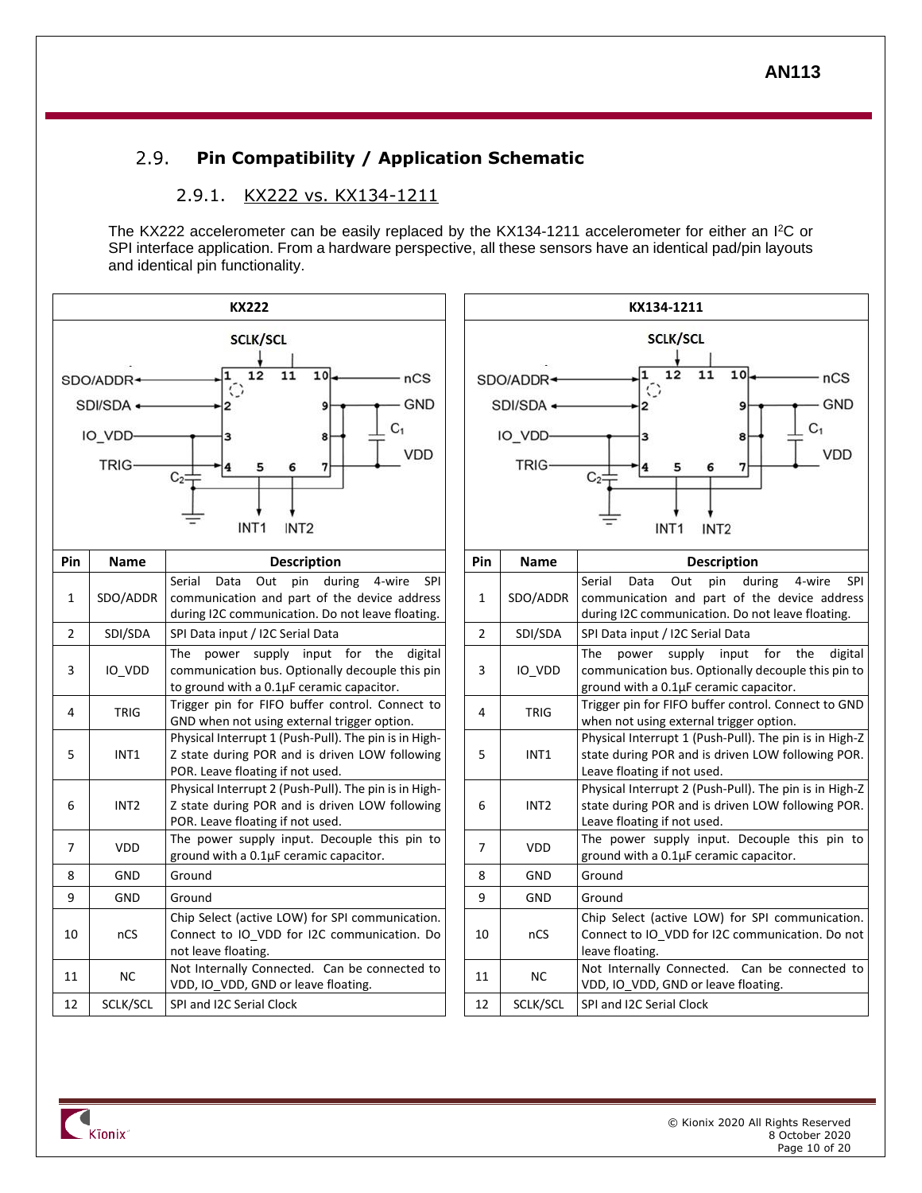## 2.9. Pin Compatibility / Application Schematic

### 2.9.1. KX222 vs. KX134-1211

The KX222 accelerometer can be easily replaced by the KX134-1211 accelerometer for either an I²C or SPI interface application. From a hardware perspective, all these sensors have an identical pad/pin layouts and identical pin functionality.

**KX222**

| Pin | Name | Description |
|---|---|---|
| 1 | SDO/ADDR | Serial Data Out pin during 4-wire SPI communication and part of the device address during I2C communication. Do not leave floating. |
| 2 | SDI/SDA | SPI Data input / I2C Serial Data |
| 3 | IO_VDD | The power supply input for the digital communication bus. Optionally decouple this pin to ground with a 0.1µF ceramic capacitor. |
| 4 | TRIG | Trigger pin for FIFO buffer control. Connect to GND when not using external trigger option. |
| 5 | INT1 | Physical Interrupt 1 (Push-Pull). The pin is in High-Z state during POR and is driven LOW following POR. Leave floating if not used. |
| 6 | INT2 | Physical Interrupt 2 (Push-Pull). The pin is in High-Z state during POR and is driven LOW following POR. Leave floating if not used. |
| 7 | VDD | The power supply input. Decouple this pin to ground with a 0.1µF ceramic capacitor. |
| 8 | GND | Ground |
| 9 | GND | Ground |
| 10 | nCS | Chip Select (active LOW) for SPI communication. Connect to IO_VDD for I2C communication. Do not leave floating. |
| 11 | NC | Not Internally Connected. Can be connected to VDD, IO_VDD, GND or leave floating. |
| 12 | SCLK/SCL | SPI and I2C Serial Clock |

**KX134-1211**

| Pin | Name | Description |
|---|---|---|
| 1 | SDO/ADDR | Serial Data Out pin during 4-wire SPI communication and part of the device address during I2C communication. Do not leave floating. |
| 2 | SDI/SDA | SPI Data input / I2C Serial Data |
| 3 | IO_VDD | The power supply input for the digital communication bus. Optionally decouple this pin to ground with a 0.1µF ceramic capacitor. |
| 4 | TRIG | Trigger pin for FIFO buffer control. Connect to GND when not using external trigger option. |
| 5 | INT1 | Physical Interrupt 1 (Push-Pull). The pin is in High-Z state during POR and is driven LOW following POR. Leave floating if not used. |
| 6 | INT2 | Physical Interrupt 2 (Push-Pull). The pin is in High-Z state during POR and is driven LOW following POR. Leave floating if not used. |
| 7 | VDD | The power supply input. Decouple this pin to ground with a 0.1µF ceramic capacitor. |
| 8 | GND | Ground |
| 9 | GND | Ground |
| 10 | nCS | Chip Select (active LOW) for SPI communication. Connect to IO_VDD for I2C communication. Do not leave floating. |
| 11 | NC | Not Internally Connected. Can be connected to VDD, IO_VDD, GND or leave floating. |
| 12 | SCLK/SCL | SPI and I2C Serial Clock |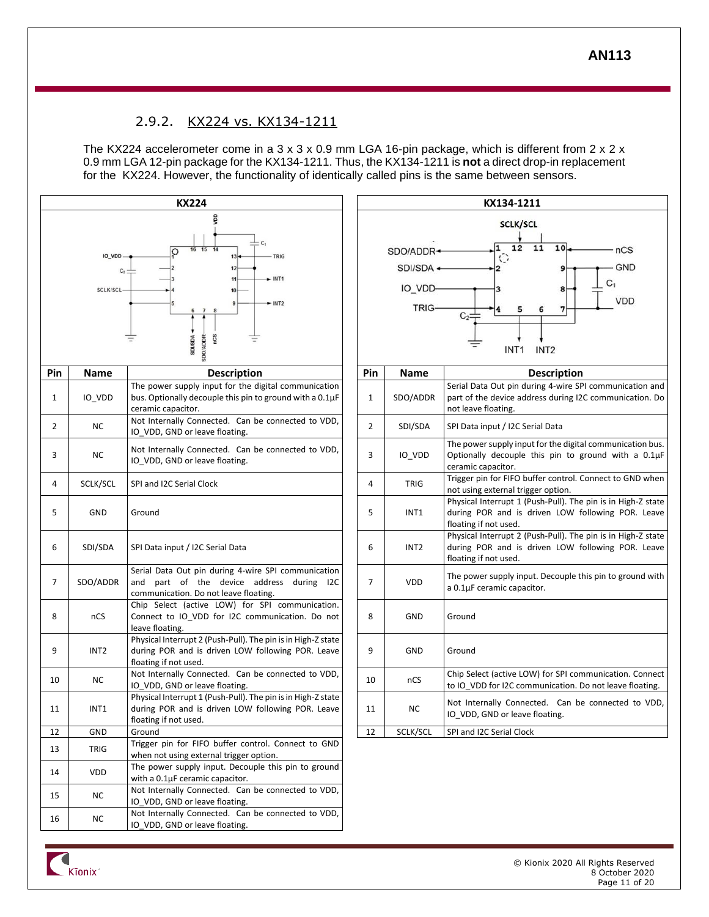### 2.9.2. KX224 vs. KX134-1211

The KX224 accelerometer come in a 3 x 3 x 0.9 mm LGA 16-pin package, which is different from 2 x 2 x 0.9 mm LGA 12-pin package for the KX134-1211. Thus, the KX134-1211 is **not** a direct drop-in replacement for the KX224. However, the functionality of identically called pins is the same between sensors.

**KX224**

| Pin | Name | Description |
|---|---|---|
| 1 | IO_VDD | The power supply input for the digital communication bus. Optionally decouple this pin to ground with a 0.1µF ceramic capacitor. |
| 2 | NC | Not Internally Connected. Can be connected to VDD, IO_VDD, GND or leave floating. |
| 3 | NC | Not Internally Connected. Can be connected to VDD, IO_VDD, GND or leave floating. |
| 4 | SCLK/SCL | SPI and I2C Serial Clock |
| 5 | GND | Ground |
| 6 | SDI/SDA | SPI Data input / I2C Serial Data |
| 7 | SDO/ADDR | Serial Data Out pin during 4-wire SPI communication and part of the device address during I2C communication. Do not leave floating. |
| 8 | nCS | Chip Select (active LOW) for SPI communication. Connect to IO_VDD for I2C communication. Do not leave floating. |
| 9 | INT2 | Physical Interrupt 2 (Push-Pull). The pin is in High-Z state during POR and is driven LOW following POR. Leave floating if not used. |
| 10 | NC | Not Internally Connected. Can be connected to VDD, IO_VDD, GND or leave floating. |
| 11 | INT1 | Physical Interrupt 1 (Push-Pull). The pin is in High-Z state during POR and is driven LOW following POR. Leave floating if not used. |
| 12 | GND | Ground |
| 13 | TRIG | Trigger pin for FIFO buffer control. Connect to GND when not using external trigger option. |
| 14 | VDD | The power supply input. Decouple this pin to ground with a 0.1µF ceramic capacitor. |
| 15 | NC | Not Internally Connected. Can be connected to VDD, IO_VDD, GND or leave floating. |
| 16 | NC | Not Internally Connected. Can be connected to VDD, IO_VDD, GND or leave floating. |

**KX134-1211**

| Pin | Name | Description |
|---|---|---|
| 1 | SDO/ADDR | Serial Data Out pin during 4-wire SPI communication and part of the device address during I2C communication. Do not leave floating. |
| 2 | SDI/SDA | SPI Data input / I2C Serial Data |
| 3 | IO_VDD | The power supply input for the digital communication bus. Optionally decouple this pin to ground with a 0.1µF ceramic capacitor. |
| 4 | TRIG | Trigger pin for FIFO buffer control. Connect to GND when not using external trigger option. |
| 5 | INT1 | Physical Interrupt 1 (Push-Pull). The pin is in High-Z state during POR and is driven LOW following POR. Leave floating if not used. |
| 6 | INT2 | Physical Interrupt 2 (Push-Pull). The pin is in High-Z state during POR and is driven LOW following POR. Leave floating if not used. |
| 7 | VDD | The power supply input. Decouple this pin to ground with a 0.1µF ceramic capacitor. |
| 8 | GND | Ground |
| 9 | GND | Ground |
| 10 | nCS | Chip Select (active LOW) for SPI communication. Connect to IO_VDD for I2C communication. Do not leave floating. |
| 11 | NC | Not Internally Connected. Can be connected to VDD, IO_VDD, GND or leave floating. |
| 12 | SCLK/SCL | SPI and I2C Serial Clock |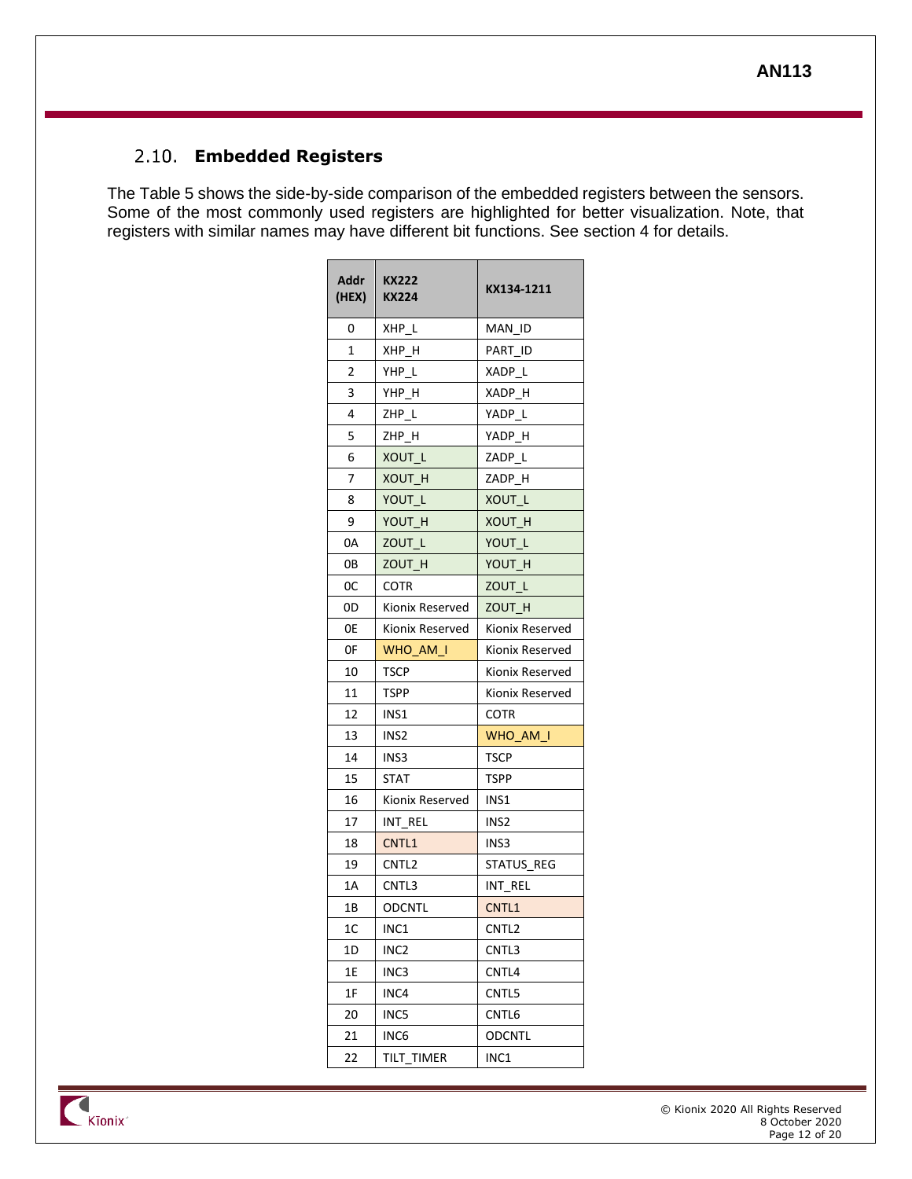## 2.10. Embedded Registers

The Table 5 shows the side-by-side comparison of the embedded registers between the sensors. Some of the most commonly used registers are highlighted for better visualization. Note, that registers with similar names may have different bit functions. See section 4 for details.

| Addr (HEX) | KX222 KX224 | KX134-1211 |
|---|---|---|
| 0 | XHP_L | MAN_ID |
| 1 | XHP_H | PART_ID |
| 2 | YHP_L | XADP_L |
| 3 | YHP_H | XADP_H |
| 4 | ZHP_L | YADP_L |
| 5 | ZHP_H | YADP_H |
| 6 | XOUT_L | ZADP_L |
| 7 | XOUT_H | ZADP_H |
| 8 | YOUT_L | XOUT_L |
| 9 | YOUT_H | XOUT_H |
| 0A | ZOUT_L | YOUT_L |
| 0B | ZOUT_H | YOUT_H |
| 0C | COTR | ZOUT_L |
| 0D | Kionix Reserved | ZOUT_H |
| 0E | Kionix Reserved | Kionix Reserved |
| 0F | WHO_AM_I | Kionix Reserved |
| 10 | TSCP | Kionix Reserved |
| 11 | TSPP | Kionix Reserved |
| 12 | INS1 | COTR |
| 13 | INS2 | WHO_AM_I |
| 14 | INS3 | TSCP |
| 15 | STAT | TSPP |
| 16 | Kionix Reserved | INS1 |
| 17 | INT_REL | INS2 |
| 18 | CNTL1 | INS3 |
| 19 | CNTL2 | STATUS_REG |
| 1A | CNTL3 | INT_REL |
| 1B | ODCNTL | CNTL1 |
| 1C | INC1 | CNTL2 |
| 1D | INC2 | CNTL3 |
| 1E | INC3 | CNTL4 |
| 1F | INC4 | CNTL5 |
| 20 | INC5 | CNTL6 |
| 21 | INC6 | ODCNTL |
| 22 | TILT_TIMER | INC1 |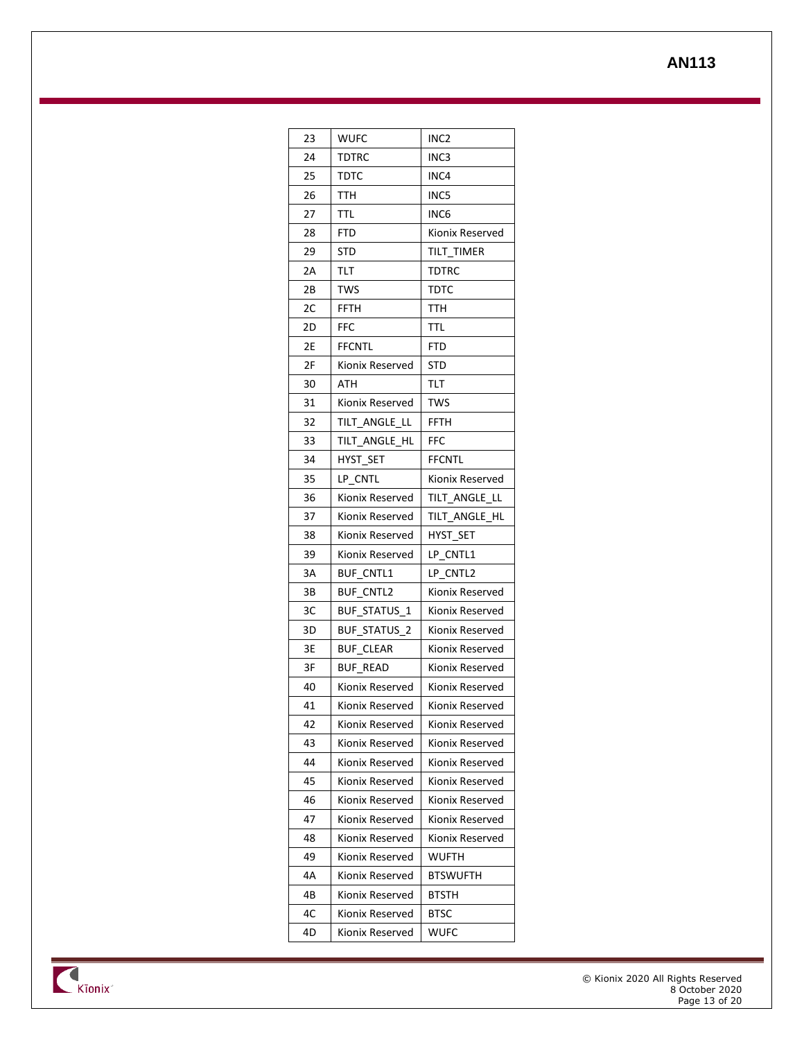| 23 | WUFC | INC2 |
|---|---|---|
| 24 | TDTRC | INC3 |
| 25 | TDTC | INC4 |
| 26 | TTH | INC5 |
| 27 | TTL | INC6 |
| 28 | FTD | Kionix Reserved |
| 29 | STD | TILT_TIMER |
| 2A | TLT | TDTRC |
| 2B | TWS | TDTC |
| 2C | FFTH | TTH |
| 2D | FFC | TTL |
| 2E | FFCNTL | FTD |
| 2F | Kionix Reserved | STD |
| 30 | ATH | TLT |
| 31 | Kionix Reserved | TWS |
| 32 | TILT_ANGLE_LL | FFTH |
| 33 | TILT_ANGLE_HL | FFC |
| 34 | HYST_SET | FFCNTL |
| 35 | LP_CNTL | Kionix Reserved |
| 36 | Kionix Reserved | TILT_ANGLE_LL |
| 37 | Kionix Reserved | TILT_ANGLE_HL |
| 38 | Kionix Reserved | HYST_SET |
| 39 | Kionix Reserved | LP_CNTL1 |
| 3A | BUF_CNTL1 | LP_CNTL2 |
| 3B | BUF_CNTL2 | Kionix Reserved |
| 3C | BUF_STATUS_1 | Kionix Reserved |
| 3D | BUF_STATUS_2 | Kionix Reserved |
| 3E | BUF_CLEAR | Kionix Reserved |
| 3F | BUF_READ | Kionix Reserved |
| 40 | Kionix Reserved | Kionix Reserved |
| 41 | Kionix Reserved | Kionix Reserved |
| 42 | Kionix Reserved | Kionix Reserved |
| 43 | Kionix Reserved | Kionix Reserved |
| 44 | Kionix Reserved | Kionix Reserved |
| 45 | Kionix Reserved | Kionix Reserved |
| 46 | Kionix Reserved | Kionix Reserved |
| 47 | Kionix Reserved | Kionix Reserved |
| 48 | Kionix Reserved | Kionix Reserved |
| 49 | Kionix Reserved | WUFTH |
| 4A | Kionix Reserved | BTSWUFTH |
| 4B | Kionix Reserved | BTSTH |
| 4C | Kionix Reserved | BTSC |
| 4D | Kionix Reserved | WUFC |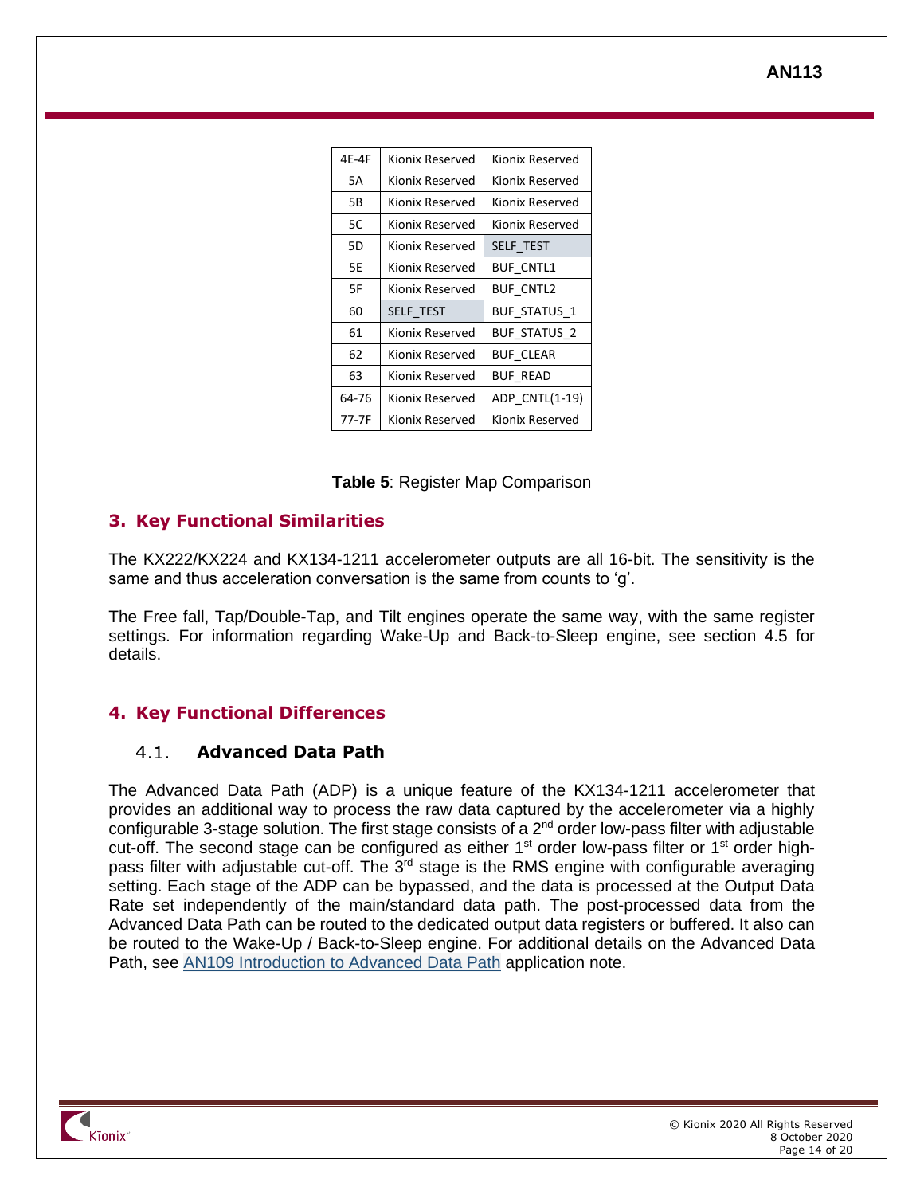| 4E-4F | Kionix Reserved | Kionix Reserved |
|---|---|---|
| 5A | Kionix Reserved | Kionix Reserved |
| 5B | Kionix Reserved | Kionix Reserved |
| 5C | Kionix Reserved | Kionix Reserved |
| 5D | Kionix Reserved | SELF_TEST |
| 5E | Kionix Reserved | BUF_CNTL1 |
| 5F | Kionix Reserved | BUF_CNTL2 |
| 60 | SELF_TEST | BUF_STATUS_1 |
| 61 | Kionix Reserved | BUF_STATUS_2 |
| 62 | Kionix Reserved | BUF_CLEAR |
| 63 | Kionix Reserved | BUF_READ |
| 64-76 | Kionix Reserved | ADP_CNTL(1-19) |
| 77-7F | Kionix Reserved | Kionix Reserved |

**Table 5**: Register Map Comparison

## 3. Key Functional Similarities

The KX222/KX224 and KX134-1211 accelerometer outputs are all 16-bit. The sensitivity is the same and thus acceleration conversation is the same from counts to 'g'.

The Free fall, Tap/Double-Tap, and Tilt engines operate the same way, with the same register settings. For information regarding Wake-Up and Back-to-Sleep engine, see section 4.5 for details.

## 4. Key Functional Differences

### 4.1. Advanced Data Path

The Advanced Data Path (ADP) is a unique feature of the KX134-1211 accelerometer that provides an additional way to process the raw data captured by the accelerometer via a highly configurable 3-stage solution. The first stage consists of a 2nd order low-pass filter with adjustable cut-off. The second stage can be configured as either 1st order low-pass filter or 1st order high-pass filter with adjustable cut-off. The 3rd stage is the RMS engine with configurable averaging setting. Each stage of the ADP can be bypassed, and the data is processed at the Output Data Rate set independently of the main/standard data path. The post-processed data from the Advanced Data Path can be routed to the dedicated output data registers or buffered. It also can be routed to the Wake-Up / Back-to-Sleep engine. For additional details on the Advanced Data Path, see AN109 Introduction to Advanced Data Path application note.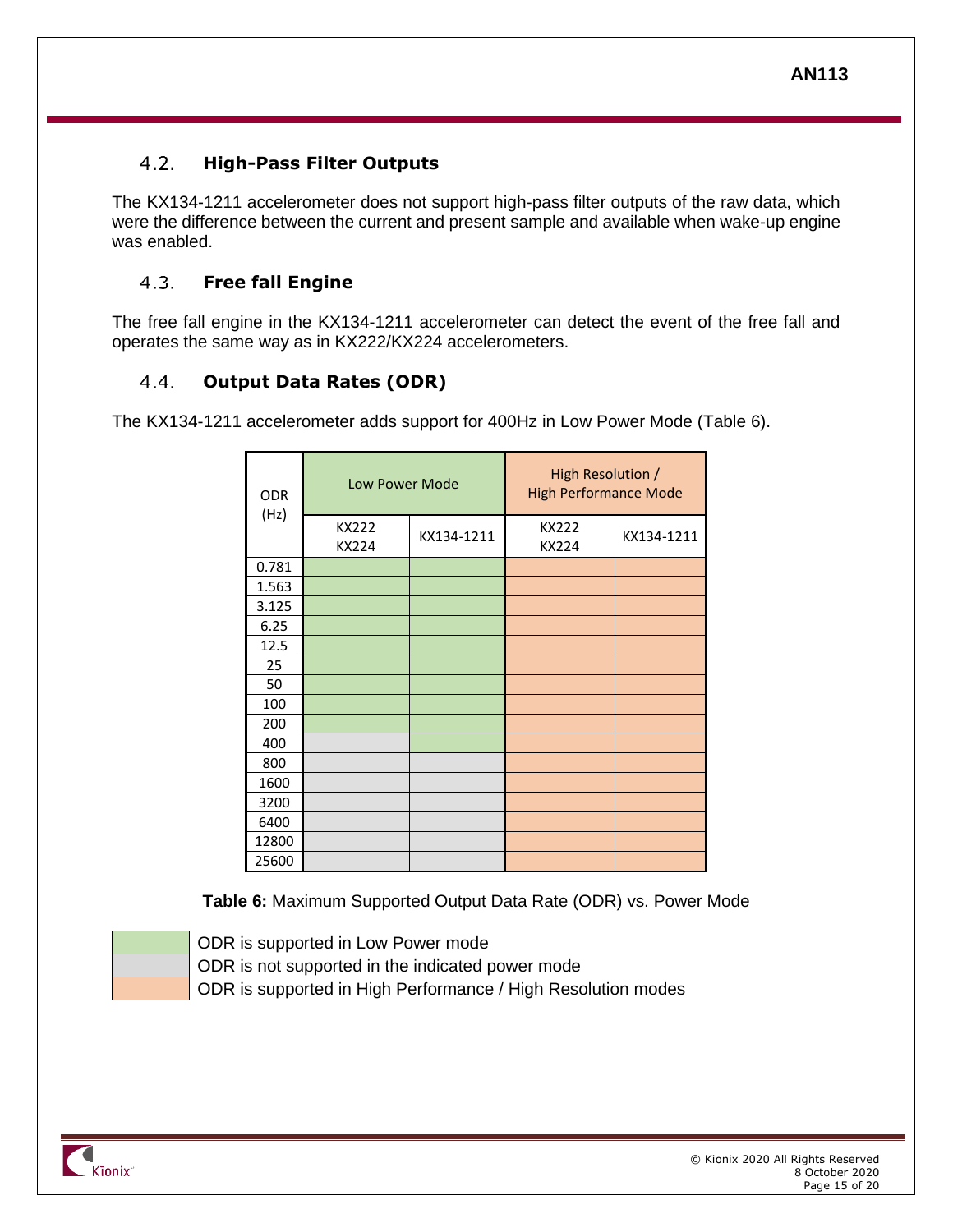## 4.2. High-Pass Filter Outputs

The KX134-1211 accelerometer does not support high-pass filter outputs of the raw data, which were the difference between the current and present sample and available when wake-up engine was enabled.

## 4.3. Free fall Engine

The free fall engine in the KX134-1211 accelerometer can detect the event of the free fall and operates the same way as in KX222/KX224 accelerometers.

## 4.4. Output Data Rates (ODR)

The KX134-1211 accelerometer adds support for 400Hz in Low Power Mode (Table 6).

| ODR (Hz) | Low Power Mode | | High Resolution / High Performance Mode | |
|---|---|---|---|---|
| | KX222 KX224 | KX134-1211 | KX222 KX224 | KX134-1211 |
| 0.781 | Supported | Supported | Supported | Supported |
| 1.563 | Supported | Supported | Supported | Supported |
| 3.125 | Supported | Supported | Supported | Supported |
| 6.25 | Supported | Supported | Supported | Supported |
| 12.5 | Supported | Supported | Supported | Supported |
| 25 | Supported | Supported | Supported | Supported |
| 50 | Supported | Supported | Supported | Supported |
| 100 | Supported | Supported | Supported | Supported |
| 200 | Supported | Supported | Supported | Supported |
| 400 | Not supported | Supported | Supported | Supported |
| 800 | Not supported | Not supported | Supported | Supported |
| 1600 | Not supported | Not supported | Supported | Supported |
| 3200 | Not supported | Not supported | Supported | Supported |
| 6400 | Not supported | Not supported | Supported | Supported |
| 12800 | Not supported | Not supported | Supported | Supported |
| 25600 | Not supported | Not supported | Supported | Supported |

**Table 6:** Maximum Supported Output Data Rate (ODR) vs. Power Mode

- (green) ODR is supported in Low Power mode
- (grey) ODR is not supported in the indicated power mode
- (orange) ODR is supported in High Performance / High Resolution modes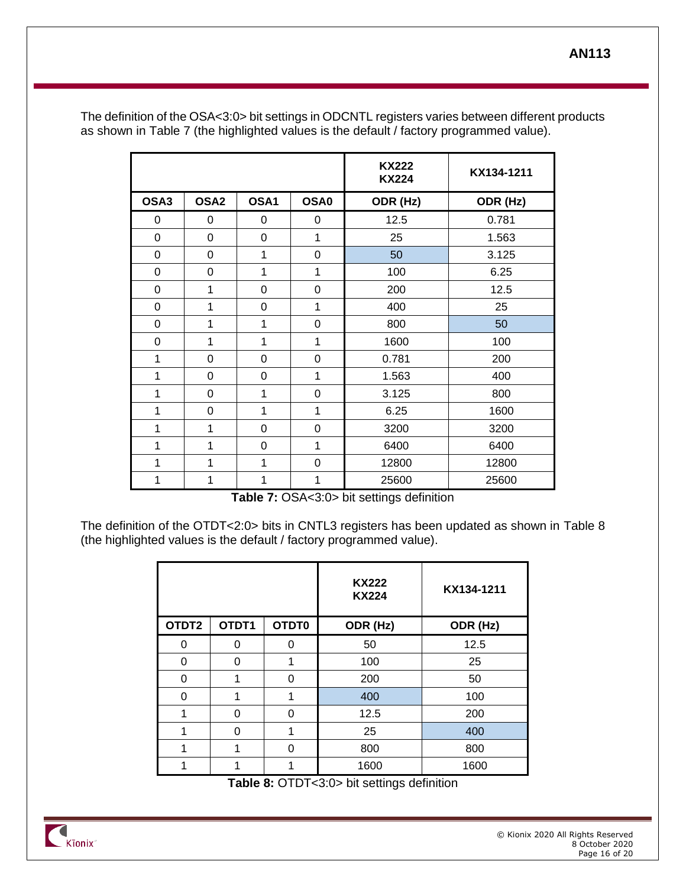The definition of the OSA<3:0> bit settings in ODCNTL registers varies between different products as shown in Table 7 (the highlighted values is the default / factory programmed value).

| | | | | KX222 KX224 | KX134-1211 |
|---|---|---|---|---|---|
| **OSA3** | **OSA2** | **OSA1** | **OSA0** | **ODR (Hz)** | **ODR (Hz)** |
| 0 | 0 | 0 | 0 | 12.5 | 0.781 |
| 0 | 0 | 0 | 1 | 25 | 1.563 |
| 0 | 0 | 1 | 0 | 50 | 3.125 |
| 0 | 0 | 1 | 1 | 100 | 6.25 |
| 0 | 1 | 0 | 0 | 200 | 12.5 |
| 0 | 1 | 0 | 1 | 400 | 25 |
| 0 | 1 | 1 | 0 | 800 | 50 |
| 0 | 1 | 1 | 1 | 1600 | 100 |
| 1 | 0 | 0 | 0 | 0.781 | 200 |
| 1 | 0 | 0 | 1 | 1.563 | 400 |
| 1 | 0 | 1 | 0 | 3.125 | 800 |
| 1 | 0 | 1 | 1 | 6.25 | 1600 |
| 1 | 1 | 0 | 0 | 3200 | 3200 |
| 1 | 1 | 0 | 1 | 6400 | 6400 |
| 1 | 1 | 1 | 0 | 12800 | 12800 |
| 1 | 1 | 1 | 1 | 25600 | 25600 |

**Table 7:** OSA<3:0> bit settings definition

The definition of the OTDT<2:0> bits in CNTL3 registers has been updated as shown in Table 8 (the highlighted values is the default / factory programmed value).

| | | | KX222 KX224 | KX134-1211 |
|---|---|---|---|---|
| **OTDT2** | **OTDT1** | **OTDT0** | **ODR (Hz)** | **ODR (Hz)** |
| 0 | 0 | 0 | 50 | 12.5 |
| 0 | 0 | 1 | 100 | 25 |
| 0 | 1 | 0 | 200 | 50 |
| 0 | 1 | 1 | 400 | 100 |
| 1 | 0 | 0 | 12.5 | 200 |
| 1 | 0 | 1 | 25 | 400 |
| 1 | 1 | 0 | 800 | 800 |
| 1 | 1 | 1 | 1600 | 1600 |

**Table 8:** OTDT<3:0> bit settings definition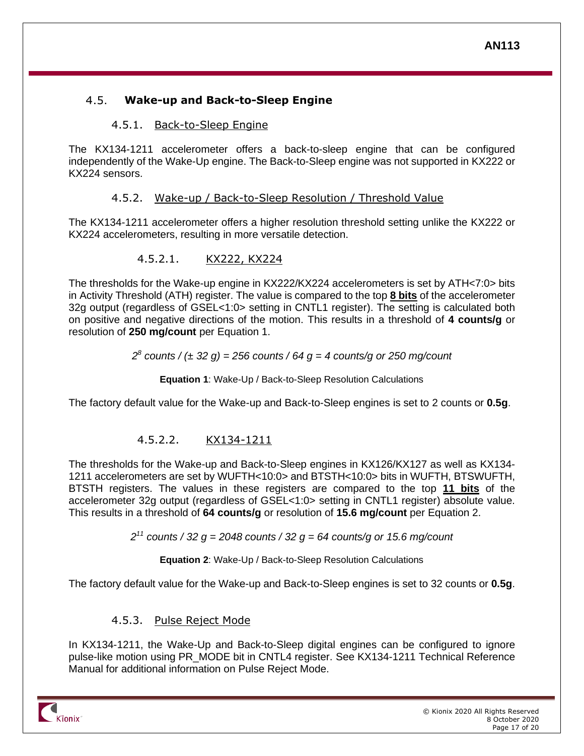## 4.5. Wake-up and Back-to-Sleep Engine

### 4.5.1. Back-to-Sleep Engine

The KX134-1211 accelerometer offers a back-to-sleep engine that can be configured independently of the Wake-Up engine. The Back-to-Sleep engine was not supported in KX222 or KX224 sensors.

### 4.5.2. Wake-up / Back-to-Sleep Resolution / Threshold Value

The KX134-1211 accelerometer offers a higher resolution threshold setting unlike the KX222 or KX224 accelerometers, resulting in more versatile detection.

#### 4.5.2.1. KX222, KX224

The thresholds for the Wake-up engine in KX222/KX224 accelerometers is set by ATH<7:0> bits in Activity Threshold (ATH) register. The value is compared to the top **8 bits** of the accelerometer 32g output (regardless of GSEL<1:0> setting in CNTL1 register). The setting is calculated both on positive and negative directions of the motion. This results in a threshold of **4 counts/g** or resolution of **250 mg/count** per Equation 1.

$$2^8 \text{ counts} / (\pm 32 \text{ g}) = 256 \text{ counts} / 64 \text{ g} = 4 \text{ counts/g or } 250 \text{ mg/count}$$

**Equation 1**: Wake-Up / Back-to-Sleep Resolution Calculations

The factory default value for the Wake-up and Back-to-Sleep engines is set to 2 counts or **0.5g**.

#### 4.5.2.2. KX134-1211

The thresholds for the Wake-up and Back-to-Sleep engines in KX126/KX127 as well as KX134-1211 accelerometers are set by WUFTH<10:0> and BTSTH<10:0> bits in WUFTH, BTSWUFTH, BTSTH registers. The values in these registers are compared to the top **11 bits** of the accelerometer 32g output (regardless of GSEL<1:0> setting in CNTL1 register) absolute value. This results in a threshold of **64 counts/g** or resolution of **15.6 mg/count** per Equation 2.

$$2^{11} \text{ counts} / 32 \text{ g} = 2048 \text{ counts} / 32 \text{ g} = 64 \text{ counts/g or } 15.6 \text{ mg/count}$$

**Equation 2**: Wake-Up / Back-to-Sleep Resolution Calculations

The factory default value for the Wake-up and Back-to-Sleep engines is set to 32 counts or **0.5g**.

### 4.5.3. Pulse Reject Mode

In KX134-1211, the Wake-Up and Back-to-Sleep digital engines can be configured to ignore pulse-like motion using PR_MODE bit in CNTL4 register. See KX134-1211 Technical Reference Manual for additional information on Pulse Reject Mode.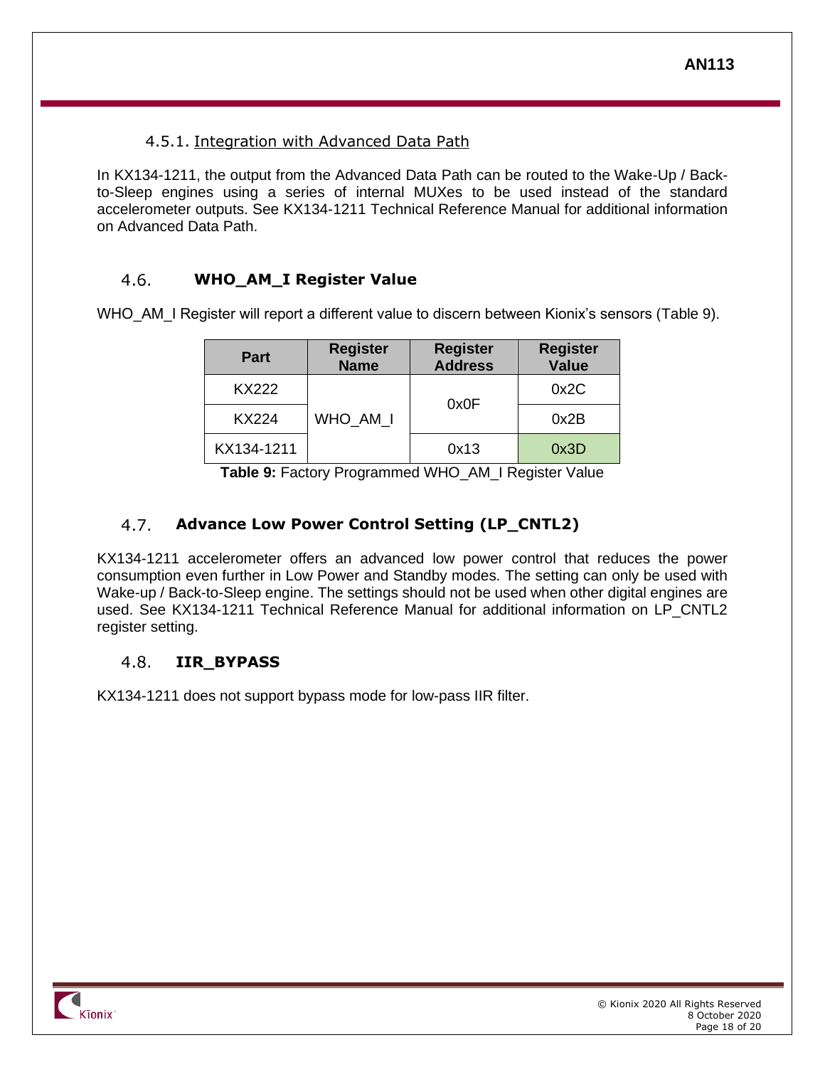#### 4.5.1. Integration with Advanced Data Path

In KX134-1211, the output from the Advanced Data Path can be routed to the Wake-Up / Back-to-Sleep engines using a series of internal MUXes to be used instead of the standard accelerometer outputs. See KX134-1211 Technical Reference Manual for additional information on Advanced Data Path.

### 4.6. WHO_AM_I Register Value

WHO_AM_I Register will report a different value to discern between Kionix's sensors (Table 9).

| Part | Register Name | Register Address | Register Value |
|---|---|---|---|
| KX222 | WHO_AM_I | 0x0F | 0x2C |
| KX224 | | | 0x2B |
| KX134-1211 | | 0x13 | 0x3D |

**Table 9:** Factory Programmed WHO_AM_I Register Value

### 4.7. Advance Low Power Control Setting (LP_CNTL2)

KX134-1211 accelerometer offers an advanced low power control that reduces the power consumption even further in Low Power and Standby modes. The setting can only be used with Wake-up / Back-to-Sleep engine. The settings should not be used when other digital engines are used. See KX134-1211 Technical Reference Manual for additional information on LP_CNTL2 register setting.

### 4.8. IIR_BYPASS

KX134-1211 does not support bypass mode for low-pass IIR filter.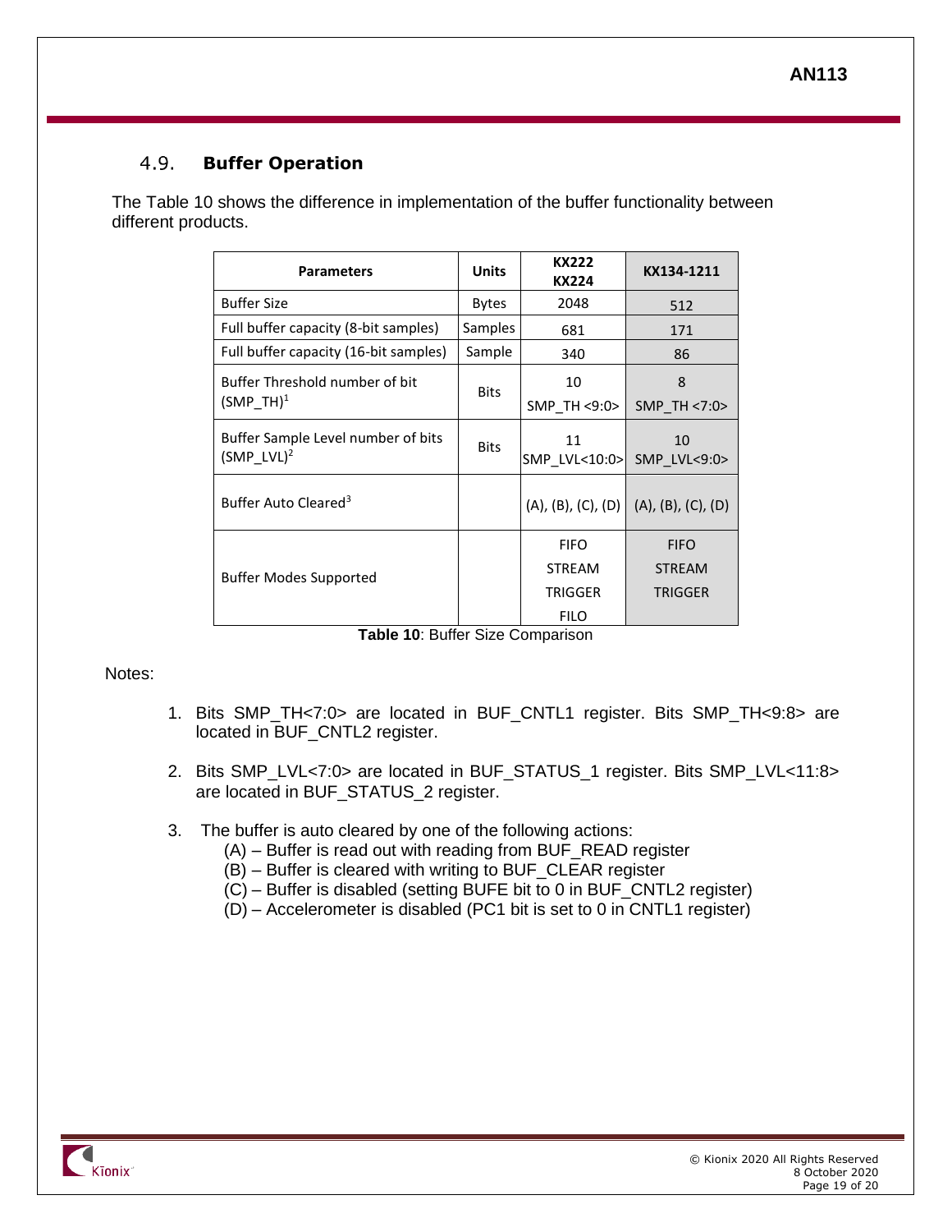## 4.9. Buffer Operation

The Table 10 shows the difference in implementation of the buffer functionality between different products.

| Parameters | Units | KX222 KX224 | KX134-1211 |
|---|---|---|---|
| Buffer Size | Bytes | 2048 | 512 |
| Full buffer capacity (8-bit samples) | Samples | 681 | 171 |
| Full buffer capacity (16-bit samples) | Sample | 340 | 86 |
| Buffer Threshold number of bit (SMP_TH)[1] | Bits | 10 SMP_TH <9:0> | 8 SMP_TH <7:0> |
| Buffer Sample Level number of bits (SMP_LVL)[2] | Bits | 11 SMP_LVL<10:0> | 10 SMP_LVL<9:0> |
| Buffer Auto Cleared[3] | | (A), (B), (C), (D) | (A), (B), (C), (D) |
| Buffer Modes Supported | | FIFO STREAM TRIGGER FILO | FIFO STREAM TRIGGER |

**Table 10**: Buffer Size Comparison

Notes:

1. Bits SMP_TH<7:0> are located in BUF_CNTL1 register. Bits SMP_TH<9:8> are located in BUF_CNTL2 register.
2. Bits SMP_LVL<7:0> are located in BUF_STATUS_1 register. Bits SMP_LVL<11:8> are located in BUF_STATUS_2 register.
3. The buffer is auto cleared by one of the following actions:
   (A) – Buffer is read out with reading from BUF_READ register
   (B) – Buffer is cleared with writing to BUF_CLEAR register
   (C) – Buffer is disabled (setting BUFE bit to 0 in BUF_CNTL2 register)
   (D) – Accelerometer is disabled (PC1 bit is set to 0 in CNTL1 register)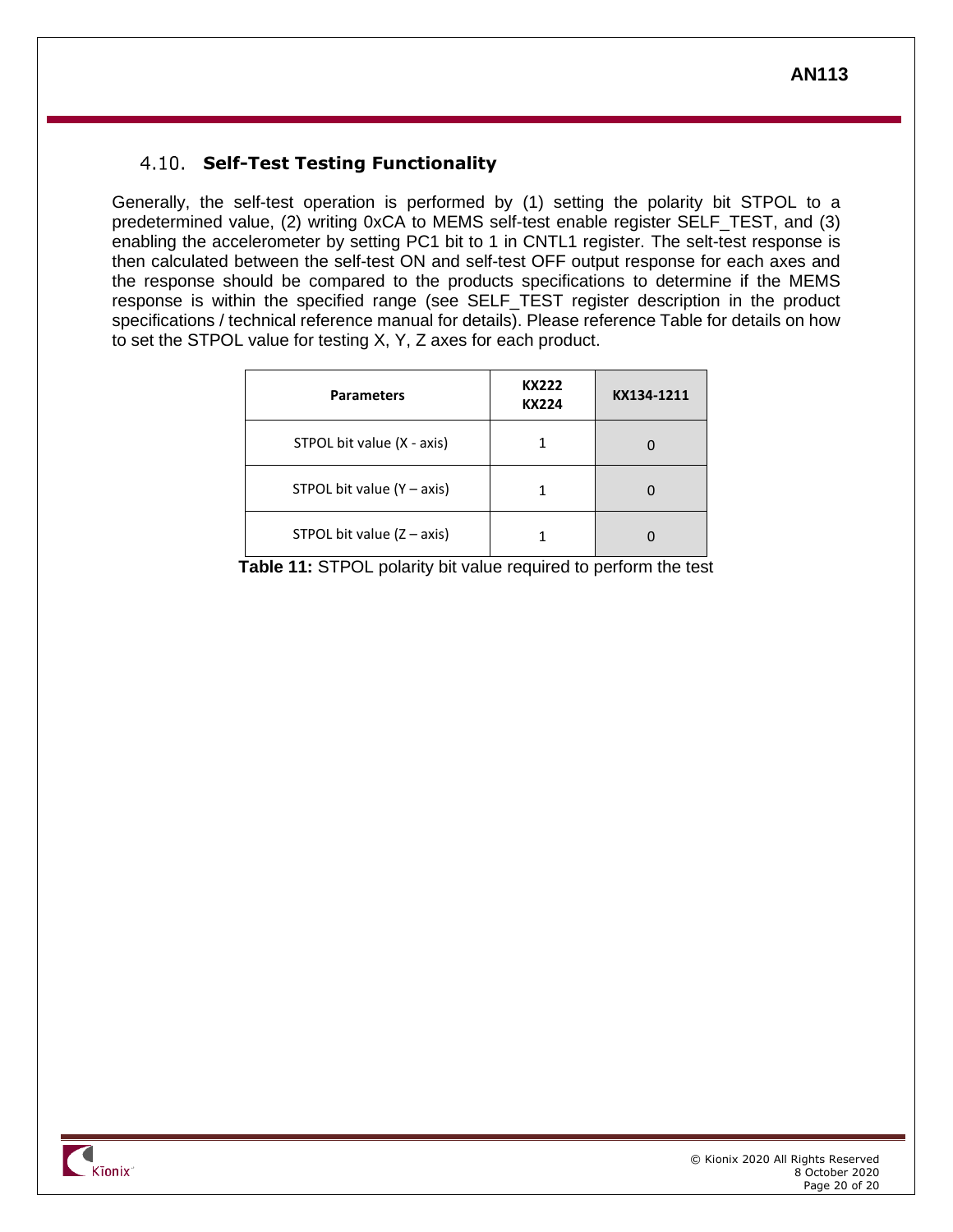### 4.10. Self-Test Testing Functionality

Generally, the self-test operation is performed by (1) setting the polarity bit STPOL to a predetermined value, (2) writing 0xCA to MEMS self-test enable register SELF_TEST, and (3) enabling the accelerometer by setting PC1 bit to 1 in CNTL1 register. The selt-test response is then calculated between the self-test ON and self-test OFF output response for each axes and the response should be compared to the products specifications to determine if the MEMS response is within the specified range (see SELF_TEST register description in the product specifications / technical reference manual for details). Please reference Table for details on how to set the STPOL value for testing X, Y, Z axes for each product.

| Parameters | KX222 KX224 | KX134-1211 |
|---|---|---|
| STPOL bit value (X - axis) | 1 | 0 |
| STPOL bit value (Y – axis) | 1 | 0 |
| STPOL bit value (Z – axis) | 1 | 0 |

**Table 11:** STPOL polarity bit value required to perform the test